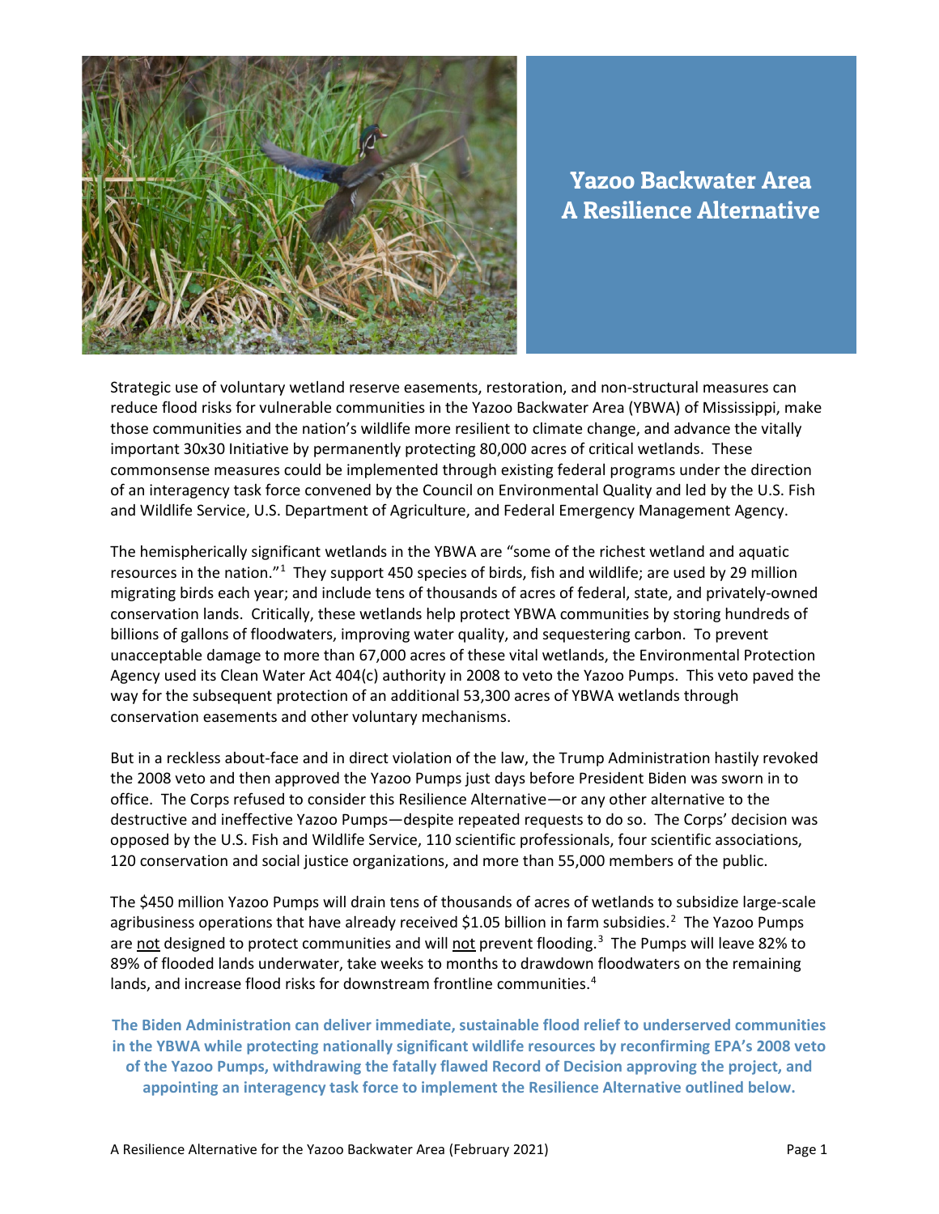# Yazoo Backwater Area
# A Resilience Alternative

Strategic use of voluntary wetland reserve easements, restoration, and non-structural measures can reduce flood risks for vulnerable communities in the Yazoo Backwater Area (YBWA) of Mississippi, make those communities and the nation's wildlife more resilient to climate change, and advance the vitally important 30x30 Initiative by permanently protecting 80,000 acres of critical wetlands. These commonsense measures could be implemented through existing federal programs under the direction of an interagency task force convened by the Council on Environmental Quality and led by the U.S. Fish and Wildlife Service, U.S. Department of Agriculture, and Federal Emergency Management Agency.

The hemispherically significant wetlands in the YBWA are "some of the richest wetland and aquatic resources in the nation."[1] They support 450 species of birds, fish and wildlife; are used by 29 million migrating birds each year; and include tens of thousands of acres of federal, state, and privately-owned conservation lands. Critically, these wetlands help protect YBWA communities by storing hundreds of billions of gallons of floodwaters, improving water quality, and sequestering carbon. To prevent unacceptable damage to more than 67,000 acres of these vital wetlands, the Environmental Protection Agency used its Clean Water Act 404(c) authority in 2008 to veto the Yazoo Pumps. This veto paved the way for the subsequent protection of an additional 53,300 acres of YBWA wetlands through conservation easements and other voluntary mechanisms.

But in a reckless about-face and in direct violation of the law, the Trump Administration hastily revoked the 2008 veto and then approved the Yazoo Pumps just days before President Biden was sworn in to office. The Corps refused to consider this Resilience Alternative—or any other alternative to the destructive and ineffective Yazoo Pumps—despite repeated requests to do so. The Corps' decision was opposed by the U.S. Fish and Wildlife Service, 110 scientific professionals, four scientific associations, 120 conservation and social justice organizations, and more than 55,000 members of the public.

The $450 million Yazoo Pumps will drain tens of thousands of acres of wetlands to subsidize large-scale agribusiness operations that have already received $1.05 billion in farm subsidies.[2] The Yazoo Pumps are <u>not</u> designed to protect communities and will <u>not</u> prevent flooding.[3] The Pumps will leave 82% to 89% of flooded lands underwater, take weeks to months to drawdown floodwaters on the remaining lands, and increase flood risks for downstream frontline communities.[4]

**The Biden Administration can deliver immediate, sustainable flood relief to underserved communities in the YBWA while protecting nationally significant wildlife resources by reconfirming EPA's 2008 veto of the Yazoo Pumps, withdrawing the fatally flawed Record of Decision approving the project, and appointing an interagency task force to implement the Resilience Alternative outlined below.**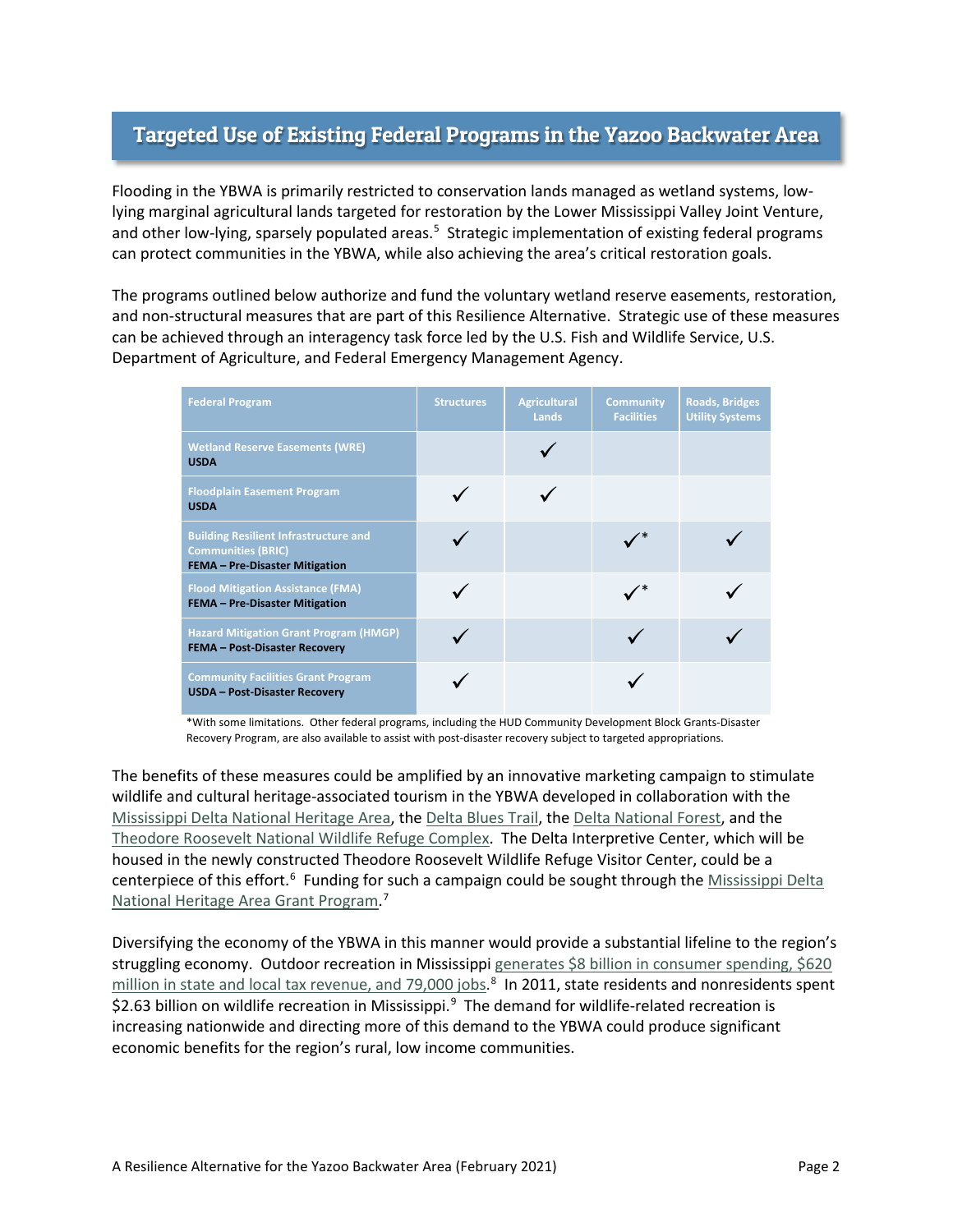## Targeted Use of Existing Federal Programs in the Yazoo Backwater Area

Flooding in the YBWA is primarily restricted to conservation lands managed as wetland systems, low-lying marginal agricultural lands targeted for restoration by the Lower Mississippi Valley Joint Venture, and other low-lying, sparsely populated areas.[5] Strategic implementation of existing federal programs can protect communities in the YBWA, while also achieving the area's critical restoration goals.

The programs outlined below authorize and fund the voluntary wetland reserve easements, restoration, and non-structural measures that are part of this Resilience Alternative. Strategic use of these measures can be achieved through an interagency task force led by the U.S. Fish and Wildlife Service, U.S. Department of Agriculture, and Federal Emergency Management Agency.

| Federal Program | Structures | Agricultural Lands | Community Facilities | Roads, Bridges Utility Systems |
|---|---|---|---|---|
| Wetland Reserve Easements (WRE) **USDA** | | ✓ | | |
| Floodplain Easement Program **USDA** | ✓ | ✓ | | |
| Building Resilient Infrastructure and Communities (BRIC) **FEMA – Pre-Disaster Mitigation** | ✓ | | ✓* | ✓ |
| Flood Mitigation Assistance (FMA) **FEMA – Pre-Disaster Mitigation** | ✓ | | ✓* | ✓ |
| Hazard Mitigation Grant Program (HMGP) **FEMA – Post-Disaster Recovery** | ✓ | | ✓ | ✓ |
| Community Facilities Grant Program **USDA – Post-Disaster Recovery** | ✓ | | ✓ | |

*With some limitations. Other federal programs, including the HUD Community Development Block Grants-Disaster Recovery Program, are also available to assist with post-disaster recovery subject to targeted appropriations.

The benefits of these measures could be amplified by an innovative marketing campaign to stimulate wildlife and cultural heritage-associated tourism in the YBWA developed in collaboration with the Mississippi Delta National Heritage Area, the Delta Blues Trail, the Delta National Forest, and the Theodore Roosevelt National Wildlife Refuge Complex. The Delta Interpretive Center, which will be housed in the newly constructed Theodore Roosevelt Wildlife Refuge Visitor Center, could be a centerpiece of this effort.[6] Funding for such a campaign could be sought through the Mississippi Delta National Heritage Area Grant Program.[7]

Diversifying the economy of the YBWA in this manner would provide a substantial lifeline to the region's struggling economy. Outdoor recreation in Mississippi generates $8 billion in consumer spending, $620 million in state and local tax revenue, and 79,000 jobs.[8] In 2011, state residents and nonresidents spent $2.63 billion on wildlife recreation in Mississippi.[9] The demand for wildlife-related recreation is increasing nationwide and directing more of this demand to the YBWA could produce significant economic benefits for the region's rural, low income communities.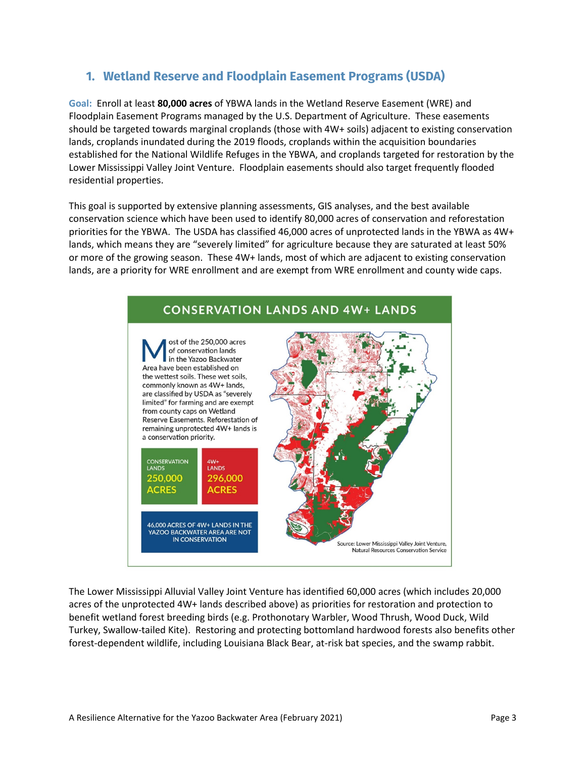## 1. Wetland Reserve and Floodplain Easement Programs (USDA)

**Goal:** Enroll at least **80,000 acres** of YBWA lands in the Wetland Reserve Easement (WRE) and Floodplain Easement Programs managed by the U.S. Department of Agriculture. These easements should be targeted towards marginal croplands (those with 4W+ soils) adjacent to existing conservation lands, croplands inundated during the 2019 floods, croplands within the acquisition boundaries established for the National Wildlife Refuges in the YBWA, and croplands targeted for restoration by the Lower Mississippi Valley Joint Venture. Floodplain easements should also target frequently flooded residential properties.

This goal is supported by extensive planning assessments, GIS analyses, and the best available conservation science which have been used to identify 80,000 acres of conservation and reforestation priorities for the YBWA. The USDA has classified 46,000 acres of unprotected lands in the YBWA as 4W+ lands, which means they are "severely limited" for agriculture because they are saturated at least 50% or more of the growing season. These 4W+ lands, most of which are adjacent to existing conservation lands, are a priority for WRE enrollment and are exempt from WRE enrollment and county wide caps.

### CONSERVATION LANDS AND 4W+ LANDS

Most of the 250,000 acres of conservation lands in the Yazoo Backwater Area have been established on the wettest soils. These wet soils, commonly known as 4W+ lands, are classified by USDA as "severely limited" for farming and are exempt from county caps on Wetland Reserve Easements. Reforestation of remaining unprotected 4W+ lands is a conservation priority.

CONSERVATION LANDS **250,000 ACRES**

4W+ LANDS **296,000 ACRES**

46,000 ACRES OF 4W+ LANDS IN THE YAZOO BACKWATER AREA ARE NOT IN CONSERVATION

Source: Lower Mississippi Valley Joint Venture, Natural Resources Conservation Service

The Lower Mississippi Alluvial Valley Joint Venture has identified 60,000 acres (which includes 20,000 acres of the unprotected 4W+ lands described above) as priorities for restoration and protection to benefit wetland forest breeding birds (e.g. Prothonotary Warbler, Wood Thrush, Wood Duck, Wild Turkey, Swallow-tailed Kite). Restoring and protecting bottomland hardwood forests also benefits other forest-dependent wildlife, including Louisiana Black Bear, at-risk bat species, and the swamp rabbit.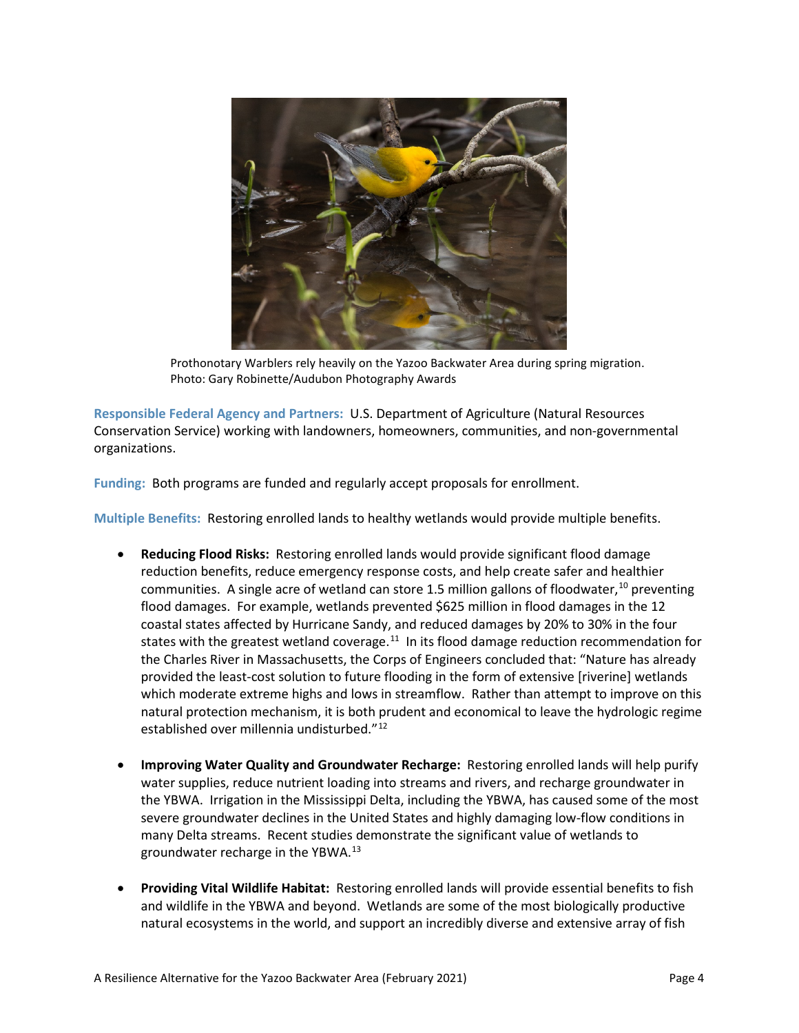Prothonotary Warblers rely heavily on the Yazoo Backwater Area during spring migration. Photo: Gary Robinette/Audubon Photography Awards

**Responsible Federal Agency and Partners:** U.S. Department of Agriculture (Natural Resources Conservation Service) working with landowners, homeowners, communities, and non-governmental organizations.

**Funding:** Both programs are funded and regularly accept proposals for enrollment.

**Multiple Benefits:** Restoring enrolled lands to healthy wetlands would provide multiple benefits.

- **Reducing Flood Risks:** Restoring enrolled lands would provide significant flood damage reduction benefits, reduce emergency response costs, and help create safer and healthier communities. A single acre of wetland can store 1.5 million gallons of floodwater,[10] preventing flood damages. For example, wetlands prevented $625 million in flood damages in the 12 coastal states affected by Hurricane Sandy, and reduced damages by 20% to 30% in the four states with the greatest wetland coverage.[11] In its flood damage reduction recommendation for the Charles River in Massachusetts, the Corps of Engineers concluded that: "Nature has already provided the least-cost solution to future flooding in the form of extensive [riverine] wetlands which moderate extreme highs and lows in streamflow. Rather than attempt to improve on this natural protection mechanism, it is both prudent and economical to leave the hydrologic regime established over millennia undisturbed."[12]

- **Improving Water Quality and Groundwater Recharge:** Restoring enrolled lands will help purify water supplies, reduce nutrient loading into streams and rivers, and recharge groundwater in the YBWA. Irrigation in the Mississippi Delta, including the YBWA, has caused some of the most severe groundwater declines in the United States and highly damaging low-flow conditions in many Delta streams. Recent studies demonstrate the significant value of wetlands to groundwater recharge in the YBWA.[13]

- **Providing Vital Wildlife Habitat:** Restoring enrolled lands will provide essential benefits to fish and wildlife in the YBWA and beyond. Wetlands are some of the most biologically productive natural ecosystems in the world, and support an incredibly diverse and extensive array of fish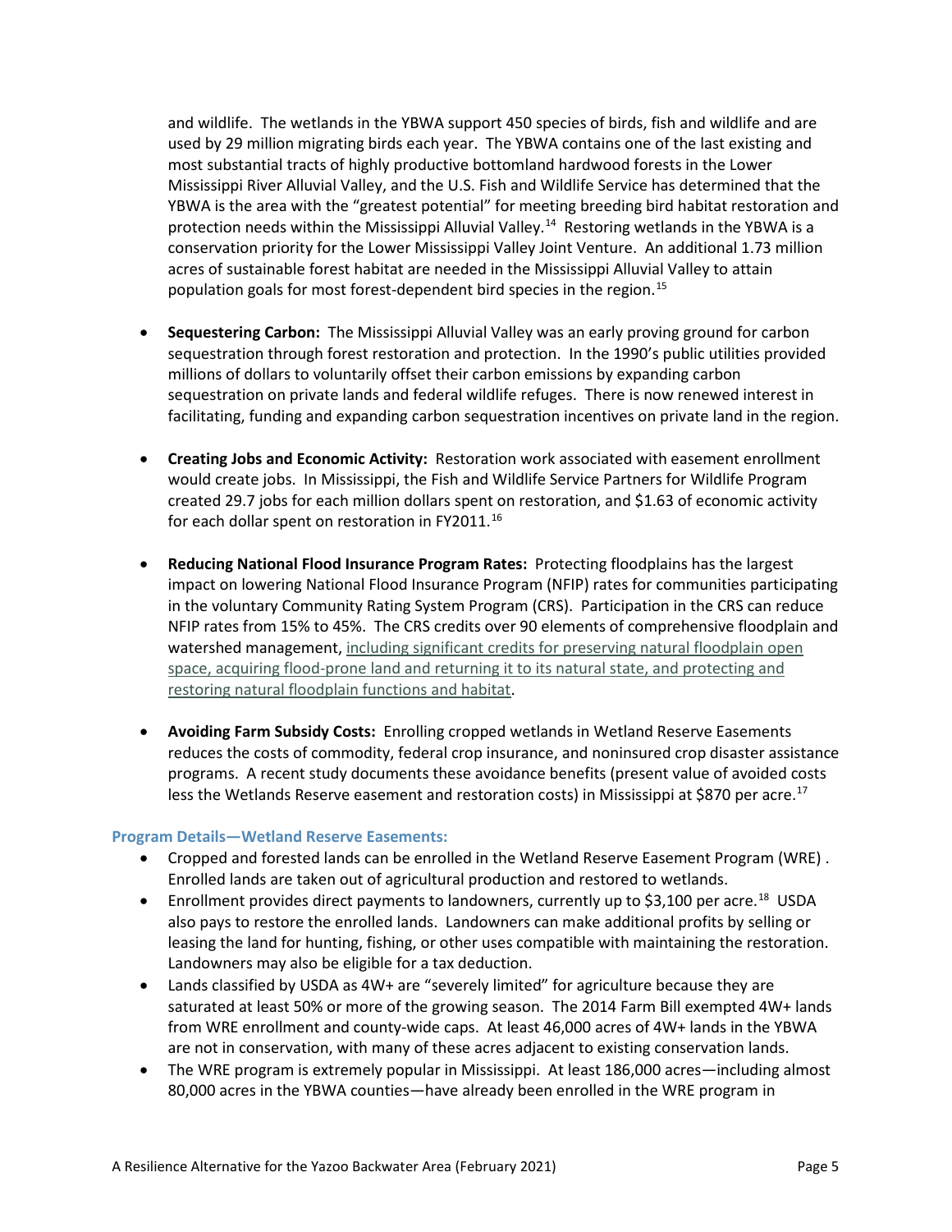and wildlife. The wetlands in the YBWA support 450 species of birds, fish and wildlife and are used by 29 million migrating birds each year. The YBWA contains one of the last existing and most substantial tracts of highly productive bottomland hardwood forests in the Lower Mississippi River Alluvial Valley, and the U.S. Fish and Wildlife Service has determined that the YBWA is the area with the "greatest potential" for meeting breeding bird habitat restoration and protection needs within the Mississippi Alluvial Valley.[14] Restoring wetlands in the YBWA is a conservation priority for the Lower Mississippi Valley Joint Venture. An additional 1.73 million acres of sustainable forest habitat are needed in the Mississippi Alluvial Valley to attain population goals for most forest-dependent bird species in the region.[15]

- **Sequestering Carbon:** The Mississippi Alluvial Valley was an early proving ground for carbon sequestration through forest restoration and protection. In the 1990's public utilities provided millions of dollars to voluntarily offset their carbon emissions by expanding carbon sequestration on private lands and federal wildlife refuges. There is now renewed interest in facilitating, funding and expanding carbon sequestration incentives on private land in the region.

- **Creating Jobs and Economic Activity:** Restoration work associated with easement enrollment would create jobs. In Mississippi, the Fish and Wildlife Service Partners for Wildlife Program created 29.7 jobs for each million dollars spent on restoration, and $1.63 of economic activity for each dollar spent on restoration in FY2011.[16]

- **Reducing National Flood Insurance Program Rates:** Protecting floodplains has the largest impact on lowering National Flood Insurance Program (NFIP) rates for communities participating in the voluntary Community Rating System Program (CRS). Participation in the CRS can reduce NFIP rates from 15% to 45%. The CRS credits over 90 elements of comprehensive floodplain and watershed management, including significant credits for preserving natural floodplain open space, acquiring flood-prone land and returning it to its natural state, and protecting and restoring natural floodplain functions and habitat.

- **Avoiding Farm Subsidy Costs:** Enrolling cropped wetlands in Wetland Reserve Easements reduces the costs of commodity, federal crop insurance, and noninsured crop disaster assistance programs. A recent study documents these avoidance benefits (present value of avoided costs less the Wetlands Reserve easement and restoration costs) in Mississippi at $870 per acre.[17]

### Program Details—Wetland Reserve Easements:

- Cropped and forested lands can be enrolled in the Wetland Reserve Easement Program (WRE) . Enrolled lands are taken out of agricultural production and restored to wetlands.
- Enrollment provides direct payments to landowners, currently up to $3,100 per acre.[18] USDA also pays to restore the enrolled lands. Landowners can make additional profits by selling or leasing the land for hunting, fishing, or other uses compatible with maintaining the restoration. Landowners may also be eligible for a tax deduction.
- Lands classified by USDA as 4W+ are "severely limited" for agriculture because they are saturated at least 50% or more of the growing season. The 2014 Farm Bill exempted 4W+ lands from WRE enrollment and county-wide caps. At least 46,000 acres of 4W+ lands in the YBWA are not in conservation, with many of these acres adjacent to existing conservation lands.
- The WRE program is extremely popular in Mississippi. At least 186,000 acres—including almost 80,000 acres in the YBWA counties—have already been enrolled in the WRE program in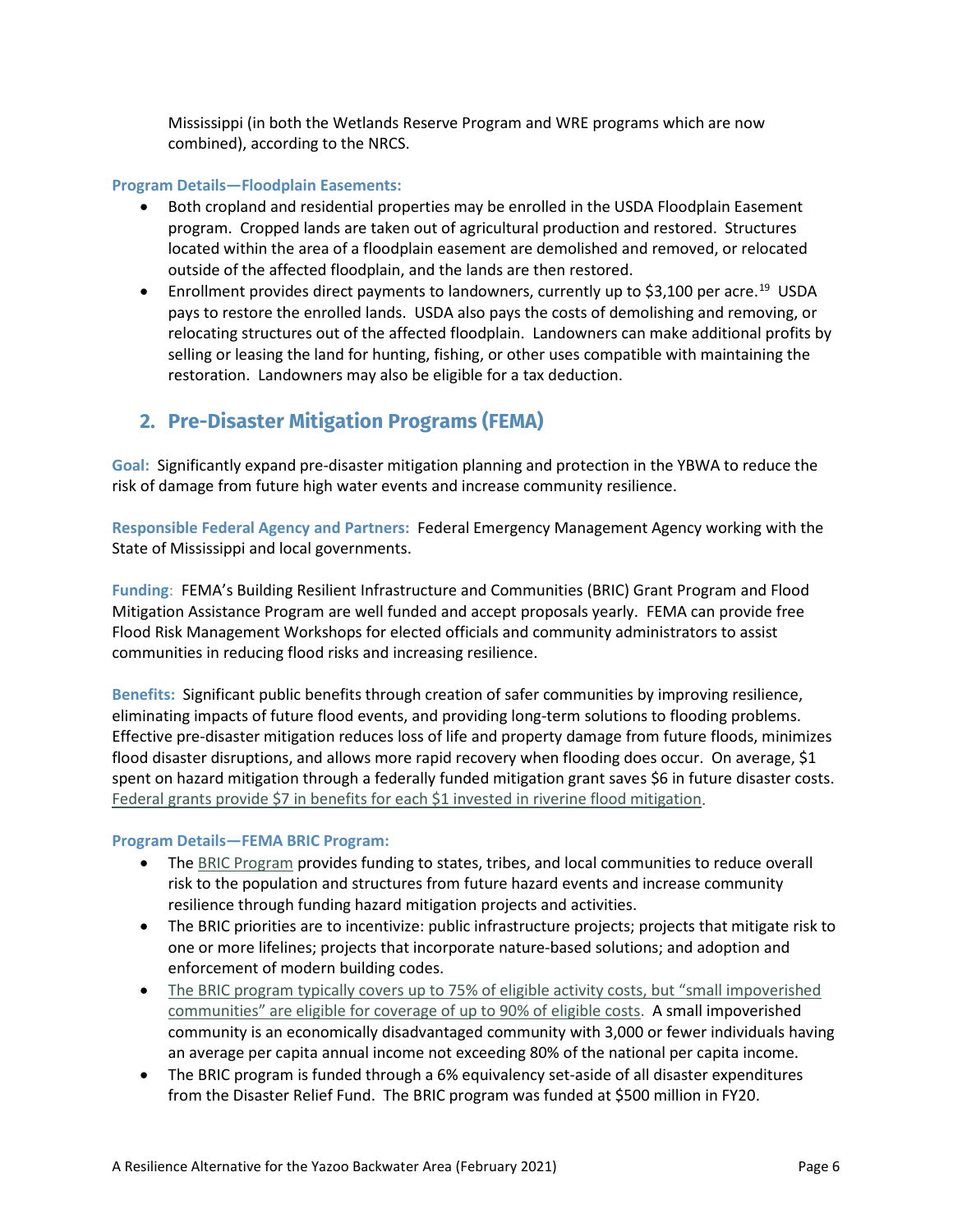Mississippi (in both the Wetlands Reserve Program and WRE programs which are now combined), according to the NRCS.

**Program Details—Floodplain Easements:**

- Both cropland and residential properties may be enrolled in the USDA Floodplain Easement program. Cropped lands are taken out of agricultural production and restored. Structures located within the area of a floodplain easement are demolished and removed, or relocated outside of the affected floodplain, and the lands are then restored.
- Enrollment provides direct payments to landowners, currently up to $3,100 per acre.[19] USDA pays to restore the enrolled lands. USDA also pays the costs of demolishing and removing, or relocating structures out of the affected floodplain. Landowners can make additional profits by selling or leasing the land for hunting, fishing, or other uses compatible with maintaining the restoration. Landowners may also be eligible for a tax deduction.

## 2. Pre-Disaster Mitigation Programs (FEMA)

**Goal:** Significantly expand pre-disaster mitigation planning and protection in the YBWA to reduce the risk of damage from future high water events and increase community resilience.

**Responsible Federal Agency and Partners:** Federal Emergency Management Agency working with the State of Mississippi and local governments.

**Funding**: FEMA's Building Resilient Infrastructure and Communities (BRIC) Grant Program and Flood Mitigation Assistance Program are well funded and accept proposals yearly. FEMA can provide free Flood Risk Management Workshops for elected officials and community administrators to assist communities in reducing flood risks and increasing resilience.

**Benefits:** Significant public benefits through creation of safer communities by improving resilience, eliminating impacts of future flood events, and providing long-term solutions to flooding problems. Effective pre-disaster mitigation reduces loss of life and property damage from future floods, minimizes flood disaster disruptions, and allows more rapid recovery when flooding does occur. On average, $1 spent on hazard mitigation through a federally funded mitigation grant saves $6 in future disaster costs. Federal grants provide $7 in benefits for each $1 invested in riverine flood mitigation.

**Program Details—FEMA BRIC Program:**

- The BRIC Program provides funding to states, tribes, and local communities to reduce overall risk to the population and structures from future hazard events and increase community resilience through funding hazard mitigation projects and activities.
- The BRIC priorities are to incentivize: public infrastructure projects; projects that mitigate risk to one or more lifelines; projects that incorporate nature-based solutions; and adoption and enforcement of modern building codes.
- The BRIC program typically covers up to 75% of eligible activity costs, but "small impoverished communities" are eligible for coverage of up to 90% of eligible costs. A small impoverished community is an economically disadvantaged community with 3,000 or fewer individuals having an average per capita annual income not exceeding 80% of the national per capita income.
- The BRIC program is funded through a 6% equivalency set-aside of all disaster expenditures from the Disaster Relief Fund. The BRIC program was funded at $500 million in FY20.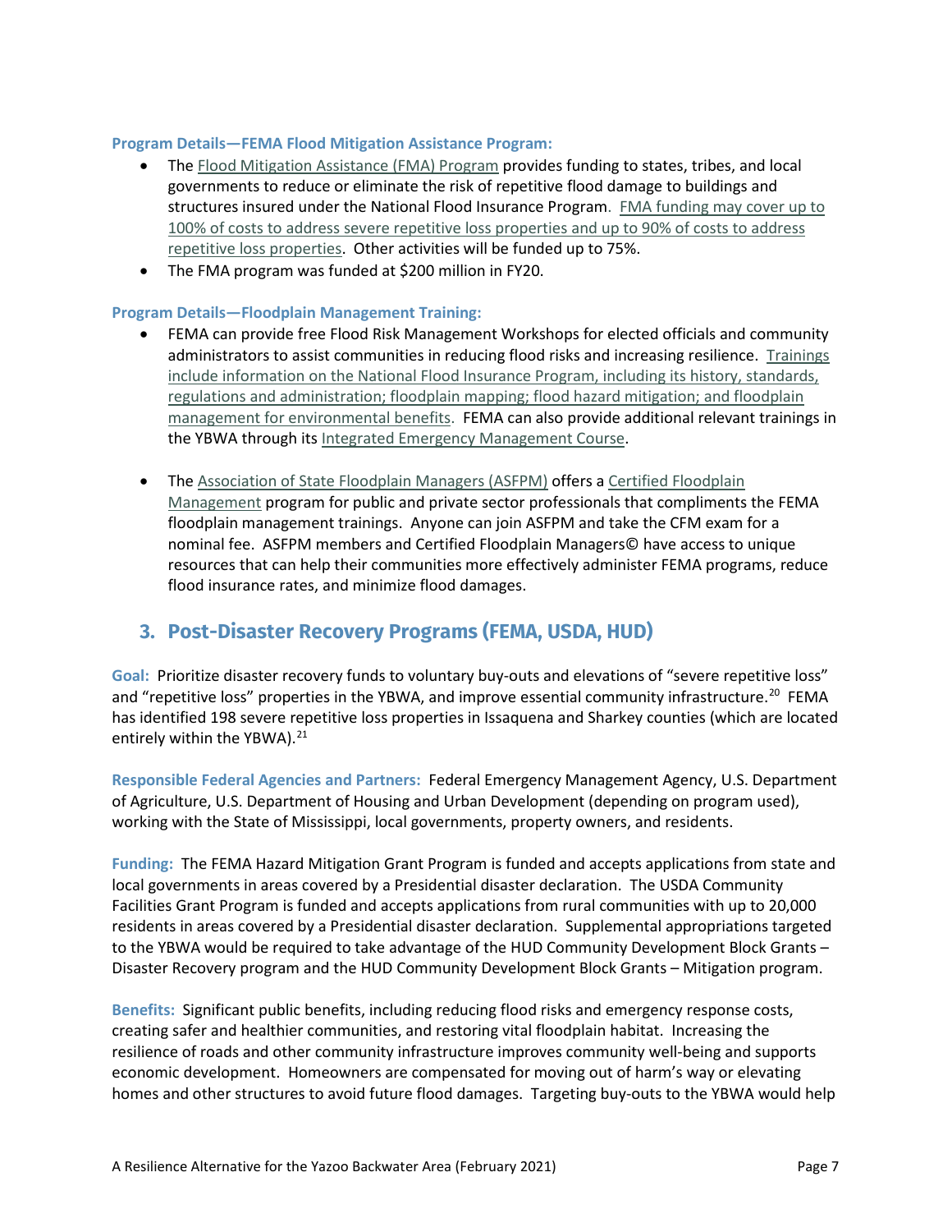**Program Details—FEMA Flood Mitigation Assistance Program:**

- The Flood Mitigation Assistance (FMA) Program provides funding to states, tribes, and local governments to reduce or eliminate the risk of repetitive flood damage to buildings and structures insured under the National Flood Insurance Program. FMA funding may cover up to 100% of costs to address severe repetitive loss properties and up to 90% of costs to address repetitive loss properties. Other activities will be funded up to 75%.
- The FMA program was funded at $200 million in FY20.

**Program Details—Floodplain Management Training:**

- FEMA can provide free Flood Risk Management Workshops for elected officials and community administrators to assist communities in reducing flood risks and increasing resilience. Trainings include information on the National Flood Insurance Program, including its history, standards, regulations and administration; floodplain mapping; flood hazard mitigation; and floodplain management for environmental benefits. FEMA can also provide additional relevant trainings in the YBWA through its Integrated Emergency Management Course.

- The Association of State Floodplain Managers (ASFPM) offers a Certified Floodplain Management program for public and private sector professionals that compliments the FEMA floodplain management trainings. Anyone can join ASFPM and take the CFM exam for a nominal fee. ASFPM members and Certified Floodplain Managers© have access to unique resources that can help their communities more effectively administer FEMA programs, reduce flood insurance rates, and minimize flood damages.

## 3. Post-Disaster Recovery Programs (FEMA, USDA, HUD)

**Goal:** Prioritize disaster recovery funds to voluntary buy-outs and elevations of "severe repetitive loss" and "repetitive loss" properties in the YBWA, and improve essential community infrastructure.[20] FEMA has identified 198 severe repetitive loss properties in Issaquena and Sharkey counties (which are located entirely within the YBWA).[21]

**Responsible Federal Agencies and Partners:** Federal Emergency Management Agency, U.S. Department of Agriculture, U.S. Department of Housing and Urban Development (depending on program used), working with the State of Mississippi, local governments, property owners, and residents.

**Funding:** The FEMA Hazard Mitigation Grant Program is funded and accepts applications from state and local governments in areas covered by a Presidential disaster declaration. The USDA Community Facilities Grant Program is funded and accepts applications from rural communities with up to 20,000 residents in areas covered by a Presidential disaster declaration. Supplemental appropriations targeted to the YBWA would be required to take advantage of the HUD Community Development Block Grants – Disaster Recovery program and the HUD Community Development Block Grants – Mitigation program.

**Benefits:** Significant public benefits, including reducing flood risks and emergency response costs, creating safer and healthier communities, and restoring vital floodplain habitat. Increasing the resilience of roads and other community infrastructure improves community well-being and supports economic development. Homeowners are compensated for moving out of harm's way or elevating homes and other structures to avoid future flood damages. Targeting buy-outs to the YBWA would help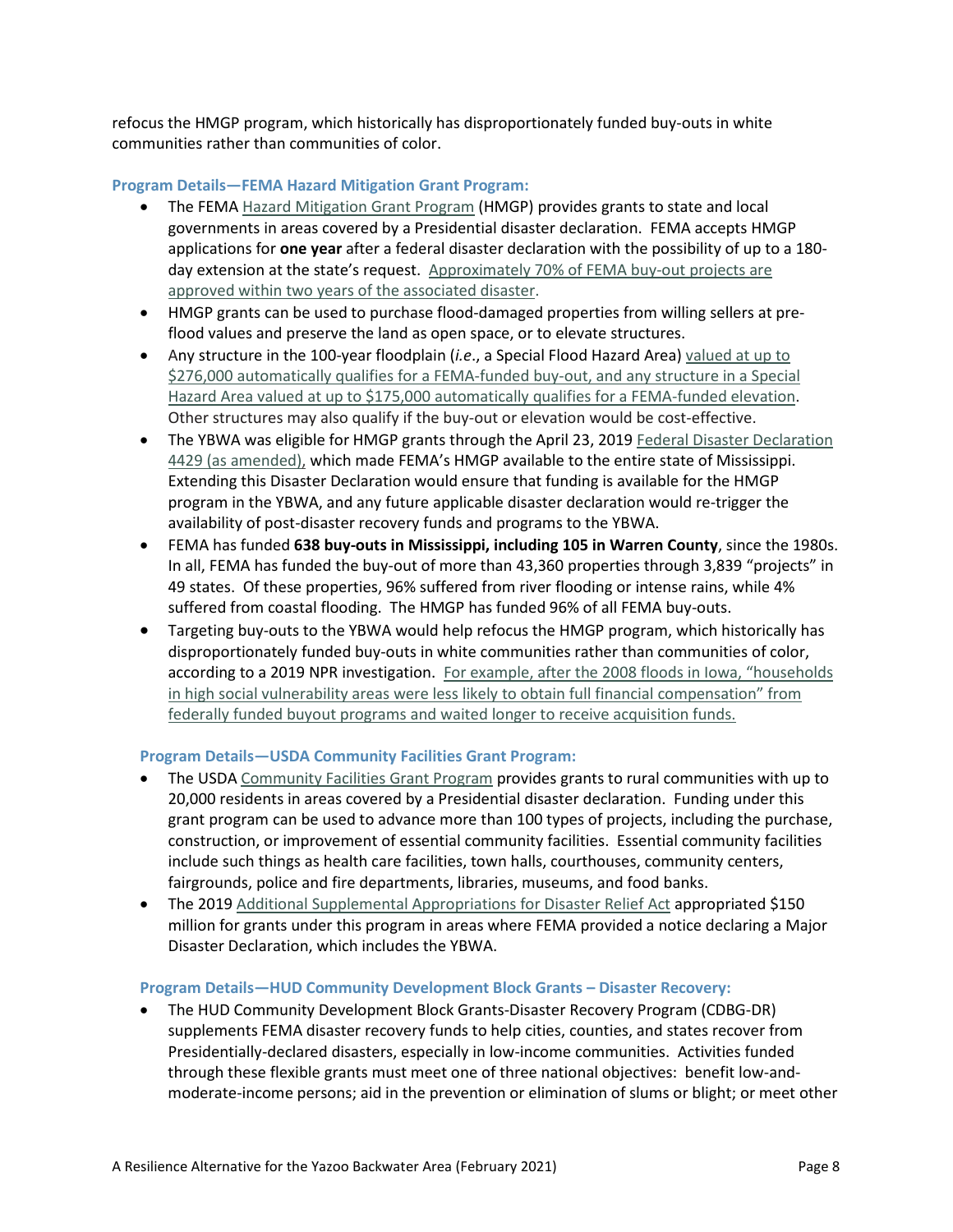refocus the HMGP program, which historically has disproportionately funded buy-outs in white communities rather than communities of color.

### Program Details—FEMA Hazard Mitigation Grant Program:

- The FEMA Hazard Mitigation Grant Program (HMGP) provides grants to state and local governments in areas covered by a Presidential disaster declaration. FEMA accepts HMGP applications for **one year** after a federal disaster declaration with the possibility of up to a 180-day extension at the state's request. Approximately 70% of FEMA buy-out projects are approved within two years of the associated disaster.
- HMGP grants can be used to purchase flood-damaged properties from willing sellers at pre-flood values and preserve the land as open space, or to elevate structures.
- Any structure in the 100-year floodplain (*i.e*., a Special Flood Hazard Area) valued at up to $276,000 automatically qualifies for a FEMA-funded buy-out, and any structure in a Special Hazard Area valued at up to $175,000 automatically qualifies for a FEMA-funded elevation. Other structures may also qualify if the buy-out or elevation would be cost-effective.
- The YBWA was eligible for HMGP grants through the April 23, 2019 Federal Disaster Declaration 4429 (as amended), which made FEMA's HMGP available to the entire state of Mississippi. Extending this Disaster Declaration would ensure that funding is available for the HMGP program in the YBWA, and any future applicable disaster declaration would re-trigger the availability of post-disaster recovery funds and programs to the YBWA.
- FEMA has funded **638 buy-outs in Mississippi, including 105 in Warren County**, since the 1980s. In all, FEMA has funded the buy-out of more than 43,360 properties through 3,839 "projects" in 49 states. Of these properties, 96% suffered from river flooding or intense rains, while 4% suffered from coastal flooding. The HMGP has funded 96% of all FEMA buy-outs.
- Targeting buy-outs to the YBWA would help refocus the HMGP program, which historically has disproportionately funded buy-outs in white communities rather than communities of color, according to a 2019 NPR investigation. For example, after the 2008 floods in Iowa, "households in high social vulnerability areas were less likely to obtain full financial compensation" from federally funded buyout programs and waited longer to receive acquisition funds.

### Program Details—USDA Community Facilities Grant Program:

- The USDA Community Facilities Grant Program provides grants to rural communities with up to 20,000 residents in areas covered by a Presidential disaster declaration. Funding under this grant program can be used to advance more than 100 types of projects, including the purchase, construction, or improvement of essential community facilities. Essential community facilities include such things as health care facilities, town halls, courthouses, community centers, fairgrounds, police and fire departments, libraries, museums, and food banks.
- The 2019 Additional Supplemental Appropriations for Disaster Relief Act appropriated $150 million for grants under this program in areas where FEMA provided a notice declaring a Major Disaster Declaration, which includes the YBWA.

### Program Details—HUD Community Development Block Grants – Disaster Recovery:

- The HUD Community Development Block Grants-Disaster Recovery Program (CDBG-DR) supplements FEMA disaster recovery funds to help cities, counties, and states recover from Presidentially-declared disasters, especially in low-income communities. Activities funded through these flexible grants must meet one of three national objectives: benefit low-and-moderate-income persons; aid in the prevention or elimination of slums or blight; or meet other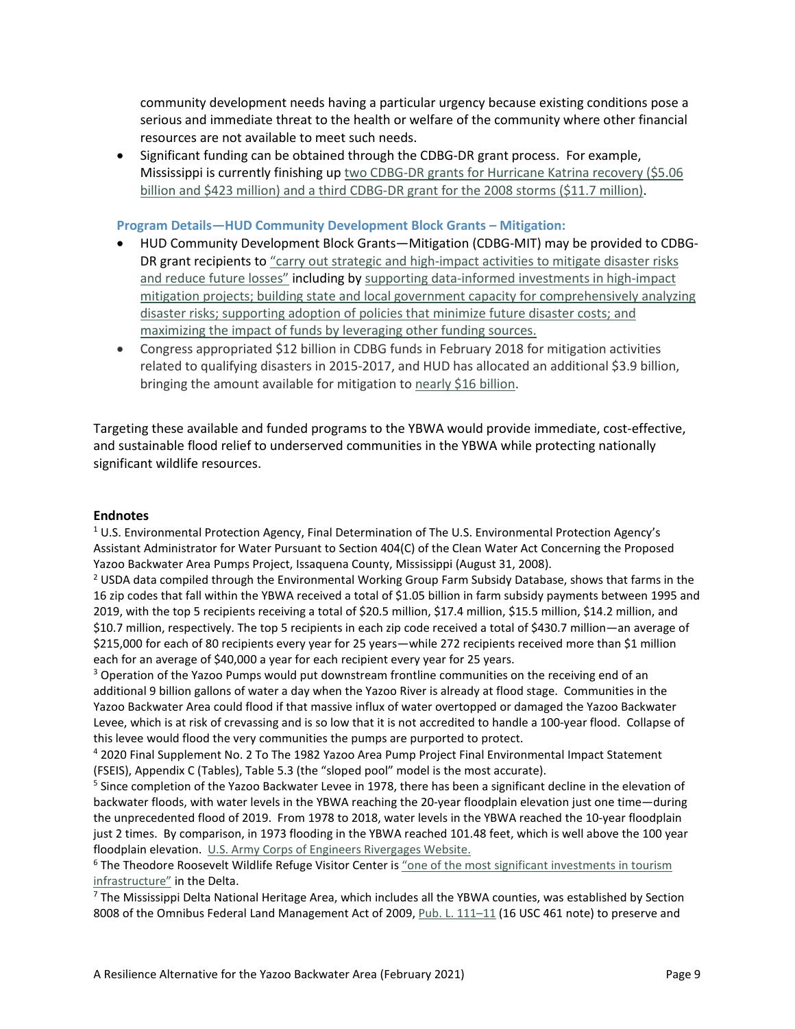community development needs having a particular urgency because existing conditions pose a serious and immediate threat to the health or welfare of the community where other financial resources are not available to meet such needs.

- Significant funding can be obtained through the CDBG-DR grant process. For example, Mississippi is currently finishing up two CDBG-DR grants for Hurricane Katrina recovery ($5.06 billion and $423 million) and a third CDBG-DR grant for the 2008 storms ($11.7 million).

**Program Details—HUD Community Development Block Grants – Mitigation:**

- HUD Community Development Block Grants—Mitigation (CDBG-MIT) may be provided to CDBG-DR grant recipients to "carry out strategic and high-impact activities to mitigate disaster risks and reduce future losses" including by supporting data-informed investments in high-impact mitigation projects; building state and local government capacity for comprehensively analyzing disaster risks; supporting adoption of policies that minimize future disaster costs; and maximizing the impact of funds by leveraging other funding sources.
- Congress appropriated $12 billion in CDBG funds in February 2018 for mitigation activities related to qualifying disasters in 2015-2017, and HUD has allocated an additional $3.9 billion, bringing the amount available for mitigation to nearly $16 billion.

Targeting these available and funded programs to the YBWA would provide immediate, cost-effective, and sustainable flood relief to underserved communities in the YBWA while protecting nationally significant wildlife resources.

**Endnotes**

[1] U.S. Environmental Protection Agency, Final Determination of The U.S. Environmental Protection Agency's Assistant Administrator for Water Pursuant to Section 404(C) of the Clean Water Act Concerning the Proposed Yazoo Backwater Area Pumps Project, Issaquena County, Mississippi (August 31, 2008).

[2] USDA data compiled through the Environmental Working Group Farm Subsidy Database, shows that farms in the 16 zip codes that fall within the YBWA received a total of $1.05 billion in farm subsidy payments between 1995 and 2019, with the top 5 recipients receiving a total of $20.5 million, $17.4 million, $15.5 million, $14.2 million, and $10.7 million, respectively. The top 5 recipients in each zip code received a total of $430.7 million—an average of $215,000 for each of 80 recipients every year for 25 years—while 272 recipients received more than $1 million each for an average of $40,000 a year for each recipient every year for 25 years.

[3] Operation of the Yazoo Pumps would put downstream frontline communities on the receiving end of an additional 9 billion gallons of water a day when the Yazoo River is already at flood stage. Communities in the Yazoo Backwater Area could flood if that massive influx of water overtopped or damaged the Yazoo Backwater Levee, which is at risk of crevassing and is so low that it is not accredited to handle a 100-year flood. Collapse of this levee would flood the very communities the pumps are purported to protect.

[4] 2020 Final Supplement No. 2 To The 1982 Yazoo Area Pump Project Final Environmental Impact Statement (FSEIS), Appendix C (Tables), Table 5.3 (the "sloped pool" model is the most accurate).

[5] Since completion of the Yazoo Backwater Levee in 1978, there has been a significant decline in the elevation of backwater floods, with water levels in the YBWA reaching the 20-year floodplain elevation just one time—during the unprecedented flood of 2019. From 1978 to 2018, water levels in the YBWA reached the 10-year floodplain just 2 times. By comparison, in 1973 flooding in the YBWA reached 101.48 feet, which is well above the 100 year floodplain elevation. U.S. Army Corps of Engineers Rivergages Website.

[6] The Theodore Roosevelt Wildlife Refuge Visitor Center is "one of the most significant investments in tourism infrastructure" in the Delta.

[7] The Mississippi Delta National Heritage Area, which includes all the YBWA counties, was established by Section 8008 of the Omnibus Federal Land Management Act of 2009, Pub. L. 111–11 (16 USC 461 note) to preserve and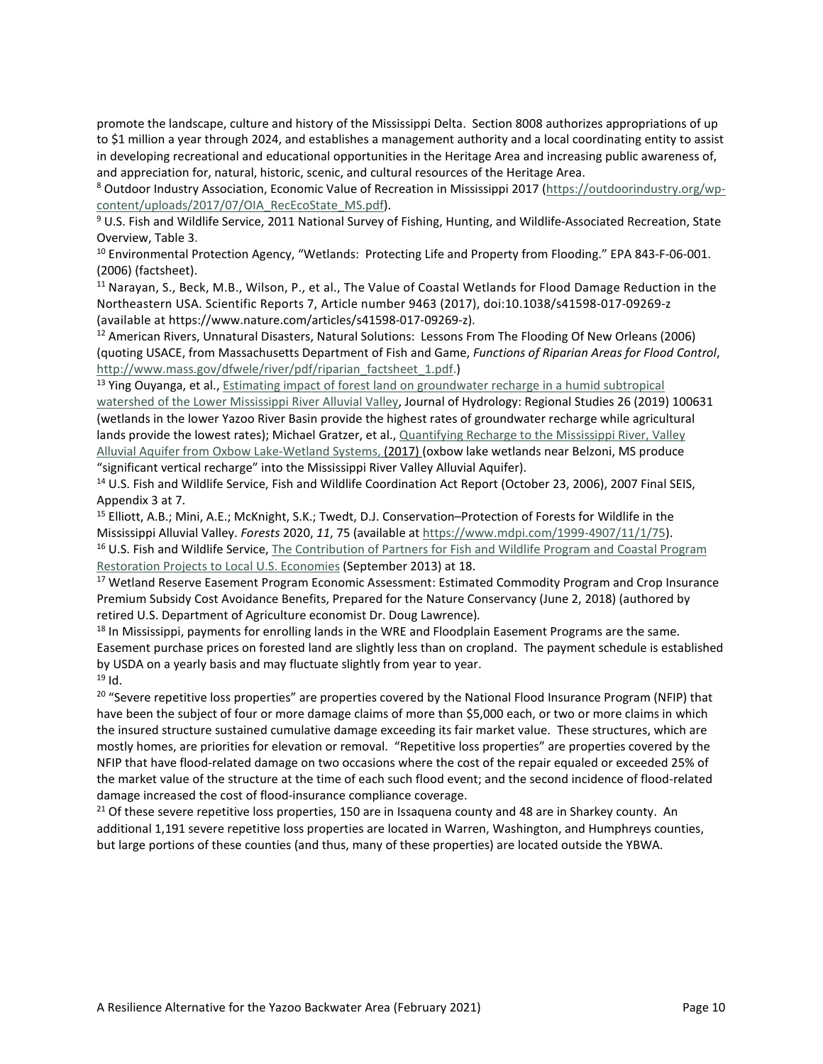promote the landscape, culture and history of the Mississippi Delta. Section 8008 authorizes appropriations of up to $1 million a year through 2024, and establishes a management authority and a local coordinating entity to assist in developing recreational and educational opportunities in the Heritage Area and increasing public awareness of, and appreciation for, natural, historic, scenic, and cultural resources of the Heritage Area.

[8] Outdoor Industry Association, Economic Value of Recreation in Mississippi 2017 (https://outdoorindustry.org/wp-content/uploads/2017/07/OIA_RecEcoState_MS.pdf).

[9] U.S. Fish and Wildlife Service, 2011 National Survey of Fishing, Hunting, and Wildlife-Associated Recreation, State Overview, Table 3.

[10] Environmental Protection Agency, "Wetlands: Protecting Life and Property from Flooding." EPA 843-F-06-001. (2006) (factsheet).

[11] Narayan, S., Beck, M.B., Wilson, P., et al., The Value of Coastal Wetlands for Flood Damage Reduction in the Northeastern USA. Scientific Reports 7, Article number 9463 (2017), doi:10.1038/s41598-017-09269-z (available at https://www.nature.com/articles/s41598-017-09269-z).

[12] American Rivers, Unnatural Disasters, Natural Solutions: Lessons From The Flooding Of New Orleans (2006) (quoting USACE, from Massachusetts Department of Fish and Game, *Functions of Riparian Areas for Flood Control*, http://www.mass.gov/dfwele/river/pdf/riparian_factsheet_1.pdf.)

[13] Ying Ouyanga, et al., Estimating impact of forest land on groundwater recharge in a humid subtropical watershed of the Lower Mississippi River Alluvial Valley, Journal of Hydrology: Regional Studies 26 (2019) 100631 (wetlands in the lower Yazoo River Basin provide the highest rates of groundwater recharge while agricultural lands provide the lowest rates); Michael Gratzer, et al., Quantifying Recharge to the Mississippi River, Valley Alluvial Aquifer from Oxbow Lake-Wetland Systems, (2017) (oxbow lake wetlands near Belzoni, MS produce "significant vertical recharge" into the Mississippi River Valley Alluvial Aquifer).

[14] U.S. Fish and Wildlife Service, Fish and Wildlife Coordination Act Report (October 23, 2006), 2007 Final SEIS, Appendix 3 at 7.

[15] Elliott, A.B.; Mini, A.E.; McKnight, S.K.; Twedt, D.J. Conservation–Protection of Forests for Wildlife in the Mississippi Alluvial Valley. *Forests* 2020, *11*, 75 (available at https://www.mdpi.com/1999-4907/11/1/75).

[16] U.S. Fish and Wildlife Service, The Contribution of Partners for Fish and Wildlife Program and Coastal Program Restoration Projects to Local U.S. Economies (September 2013) at 18.

[17] Wetland Reserve Easement Program Economic Assessment: Estimated Commodity Program and Crop Insurance Premium Subsidy Cost Avoidance Benefits, Prepared for the Nature Conservancy (June 2, 2018) (authored by retired U.S. Department of Agriculture economist Dr. Doug Lawrence).

[18] In Mississippi, payments for enrolling lands in the WRE and Floodplain Easement Programs are the same. Easement purchase prices on forested land are slightly less than on cropland. The payment schedule is established by USDA on a yearly basis and may fluctuate slightly from year to year.

[19] Id.

[20] "Severe repetitive loss properties" are properties covered by the National Flood Insurance Program (NFIP) that have been the subject of four or more damage claims of more than $5,000 each, or two or more claims in which the insured structure sustained cumulative damage exceeding its fair market value. These structures, which are mostly homes, are priorities for elevation or removal. "Repetitive loss properties" are properties covered by the NFIP that have flood-related damage on two occasions where the cost of the repair equaled or exceeded 25% of the market value of the structure at the time of each such flood event; and the second incidence of flood-related damage increased the cost of flood-insurance compliance coverage.

[21] Of these severe repetitive loss properties, 150 are in Issaquena county and 48 are in Sharkey county. An additional 1,191 severe repetitive loss properties are located in Warren, Washington, and Humphreys counties, but large portions of these counties (and thus, many of these properties) are located outside the YBWA.